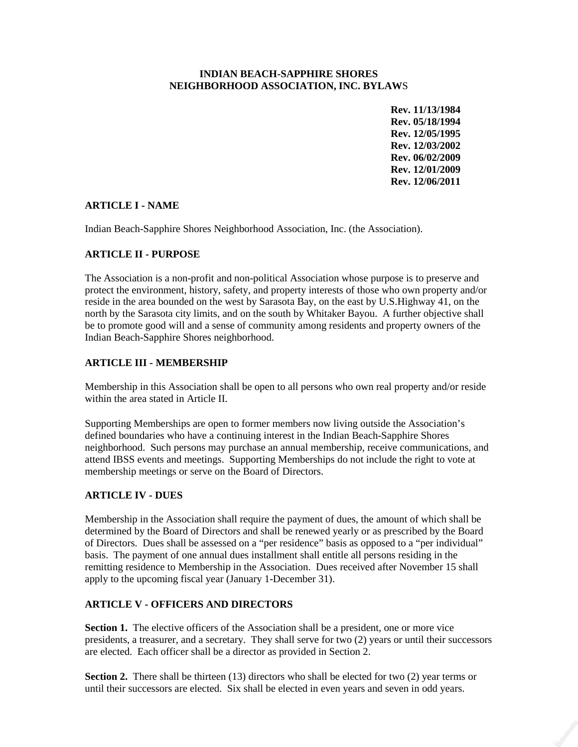# INDIAN BEACH-SAPPHIRE SHORES NEIGHBORHOOD ASSOCIATION, INC. BYLAWS

**Rev. 11/13/1984**
**Rev. 05/18/1994**
**Rev. 12/05/1995**
**Rev. 12/03/2002**
**Rev. 06/02/2009**
**Rev. 12/01/2009**
**Rev. 12/06/2011**

## ARTICLE I - NAME

Indian Beach-Sapphire Shores Neighborhood Association, Inc. (the Association).

## ARTICLE II - PURPOSE

The Association is a non-profit and non-political Association whose purpose is to preserve and protect the environment, history, safety, and property interests of those who own property and/or reside in the area bounded on the west by Sarasota Bay, on the east by U.S.Highway 41, on the north by the Sarasota city limits, and on the south by Whitaker Bayou. A further objective shall be to promote good will and a sense of community among residents and property owners of the Indian Beach-Sapphire Shores neighborhood.

## ARTICLE III - MEMBERSHIP

Membership in this Association shall be open to all persons who own real property and/or reside within the area stated in Article II.

Supporting Memberships are open to former members now living outside the Association's defined boundaries who have a continuing interest in the Indian Beach-Sapphire Shores neighborhood. Such persons may purchase an annual membership, receive communications, and attend IBSS events and meetings. Supporting Memberships do not include the right to vote at membership meetings or serve on the Board of Directors.

## ARTICLE IV - DUES

Membership in the Association shall require the payment of dues, the amount of which shall be determined by the Board of Directors and shall be renewed yearly or as prescribed by the Board of Directors. Dues shall be assessed on a "per residence" basis as opposed to a "per individual" basis. The payment of one annual dues installment shall entitle all persons residing in the remitting residence to Membership in the Association. Dues received after November 15 shall apply to the upcoming fiscal year (January 1-December 31).

## ARTICLE V - OFFICERS AND DIRECTORS

**Section 1.** The elective officers of the Association shall be a president, one or more vice presidents, a treasurer, and a secretary. They shall serve for two (2) years or until their successors are elected. Each officer shall be a director as provided in Section 2.

**Section 2.** There shall be thirteen (13) directors who shall be elected for two (2) year terms or until their successors are elected. Six shall be elected in even years and seven in odd years.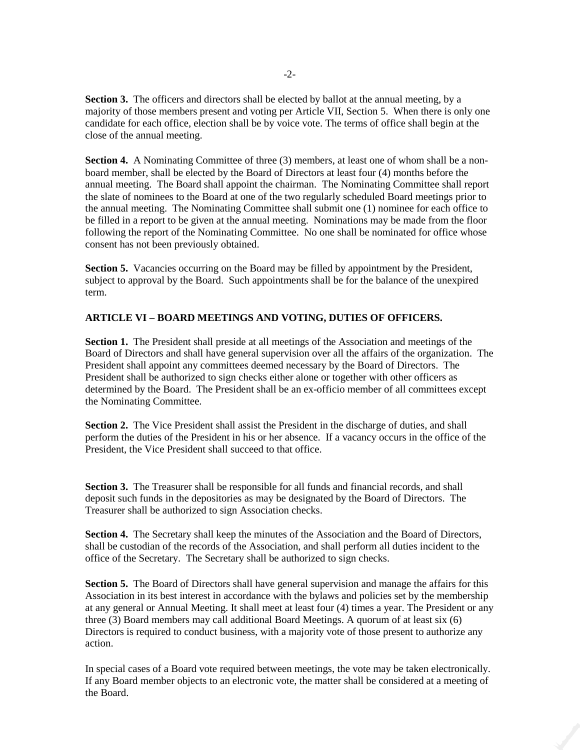**Section 3.** The officers and directors shall be elected by ballot at the annual meeting, by a majority of those members present and voting per Article VII, Section 5. When there is only one candidate for each office, election shall be by voice vote. The terms of office shall begin at the close of the annual meeting.

**Section 4.** A Nominating Committee of three (3) members, at least one of whom shall be a non-board member, shall be elected by the Board of Directors at least four (4) months before the annual meeting. The Board shall appoint the chairman. The Nominating Committee shall report the slate of nominees to the Board at one of the two regularly scheduled Board meetings prior to the annual meeting. The Nominating Committee shall submit one (1) nominee for each office to be filled in a report to be given at the annual meeting. Nominations may be made from the floor following the report of the Nominating Committee. No one shall be nominated for office whose consent has not been previously obtained.

**Section 5.** Vacancies occurring on the Board may be filled by appointment by the President, subject to approval by the Board. Such appointments shall be for the balance of the unexpired term.

## ARTICLE VI – BOARD MEETINGS AND VOTING, DUTIES OF OFFICERS.

**Section 1.** The President shall preside at all meetings of the Association and meetings of the Board of Directors and shall have general supervision over all the affairs of the organization. The President shall appoint any committees deemed necessary by the Board of Directors. The President shall be authorized to sign checks either alone or together with other officers as determined by the Board. The President shall be an ex-officio member of all committees except the Nominating Committee.

**Section 2.** The Vice President shall assist the President in the discharge of duties, and shall perform the duties of the President in his or her absence. If a vacancy occurs in the office of the President, the Vice President shall succeed to that office.

**Section 3.** The Treasurer shall be responsible for all funds and financial records, and shall deposit such funds in the depositories as may be designated by the Board of Directors. The Treasurer shall be authorized to sign Association checks.

**Section 4.** The Secretary shall keep the minutes of the Association and the Board of Directors, shall be custodian of the records of the Association, and shall perform all duties incident to the office of the Secretary. The Secretary shall be authorized to sign checks.

**Section 5.** The Board of Directors shall have general supervision and manage the affairs for this Association in its best interest in accordance with the bylaws and policies set by the membership at any general or Annual Meeting. It shall meet at least four (4) times a year. The President or any three (3) Board members may call additional Board Meetings. A quorum of at least six (6) Directors is required to conduct business, with a majority vote of those present to authorize any action.

In special cases of a Board vote required between meetings, the vote may be taken electronically. If any Board member objects to an electronic vote, the matter shall be considered at a meeting of the Board.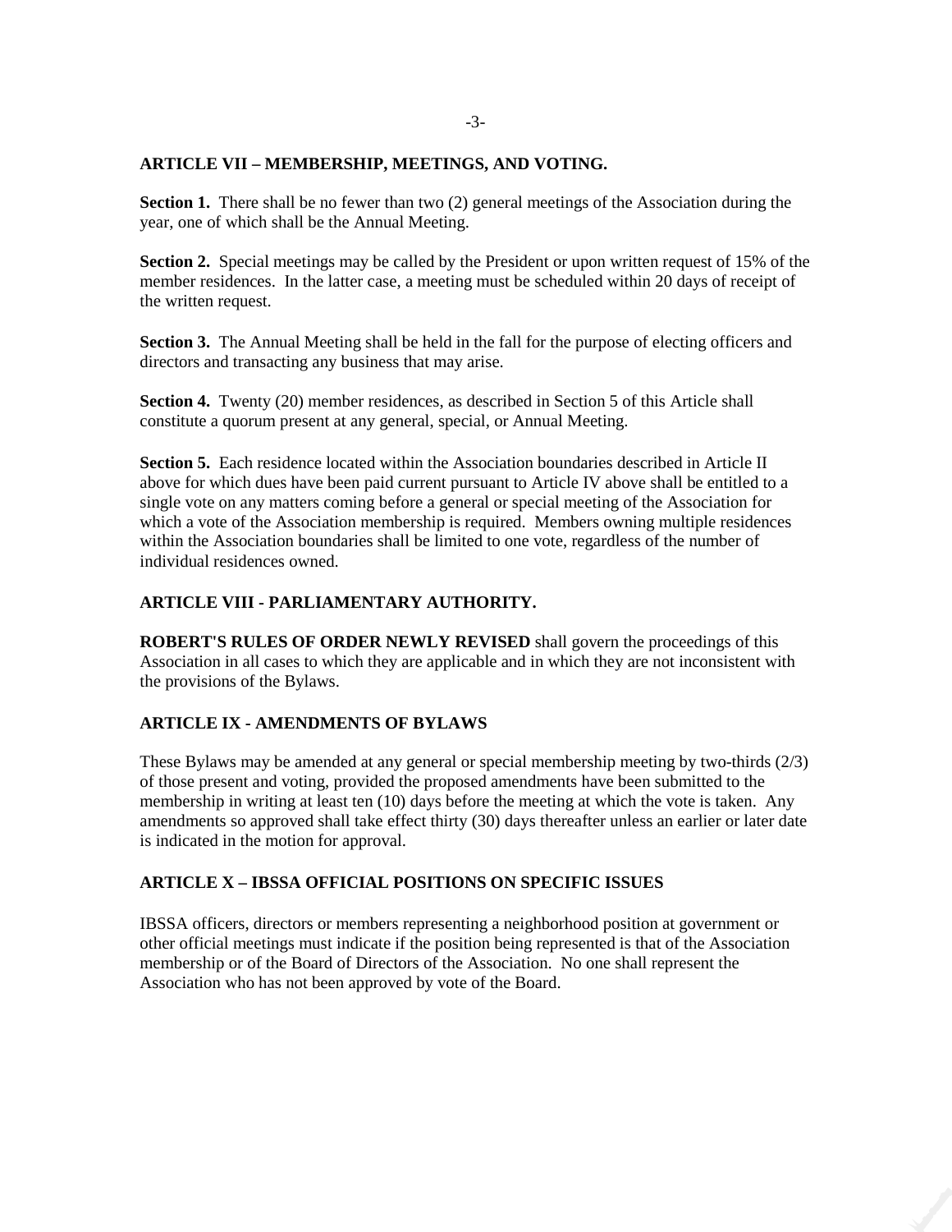## ARTICLE VII – MEMBERSHIP, MEETINGS, AND VOTING.

**Section 1.** There shall be no fewer than two (2) general meetings of the Association during the year, one of which shall be the Annual Meeting.

**Section 2.** Special meetings may be called by the President or upon written request of 15% of the member residences. In the latter case, a meeting must be scheduled within 20 days of receipt of the written request.

**Section 3.** The Annual Meeting shall be held in the fall for the purpose of electing officers and directors and transacting any business that may arise.

**Section 4.** Twenty (20) member residences, as described in Section 5 of this Article shall constitute a quorum present at any general, special, or Annual Meeting.

**Section 5.** Each residence located within the Association boundaries described in Article II above for which dues have been paid current pursuant to Article IV above shall be entitled to a single vote on any matters coming before a general or special meeting of the Association for which a vote of the Association membership is required. Members owning multiple residences within the Association boundaries shall be limited to one vote, regardless of the number of individual residences owned.

## ARTICLE VIII - PARLIAMENTARY AUTHORITY.

**ROBERT'S RULES OF ORDER NEWLY REVISED** shall govern the proceedings of this Association in all cases to which they are applicable and in which they are not inconsistent with the provisions of the Bylaws.

## ARTICLE IX - AMENDMENTS OF BYLAWS

These Bylaws may be amended at any general or special membership meeting by two-thirds (2/3) of those present and voting, provided the proposed amendments have been submitted to the membership in writing at least ten (10) days before the meeting at which the vote is taken. Any amendments so approved shall take effect thirty (30) days thereafter unless an earlier or later date is indicated in the motion for approval.

## ARTICLE X – IBSSA OFFICIAL POSITIONS ON SPECIFIC ISSUES

IBSSA officers, directors or members representing a neighborhood position at government or other official meetings must indicate if the position being represented is that of the Association membership or of the Board of Directors of the Association. No one shall represent the Association who has not been approved by vote of the Board.